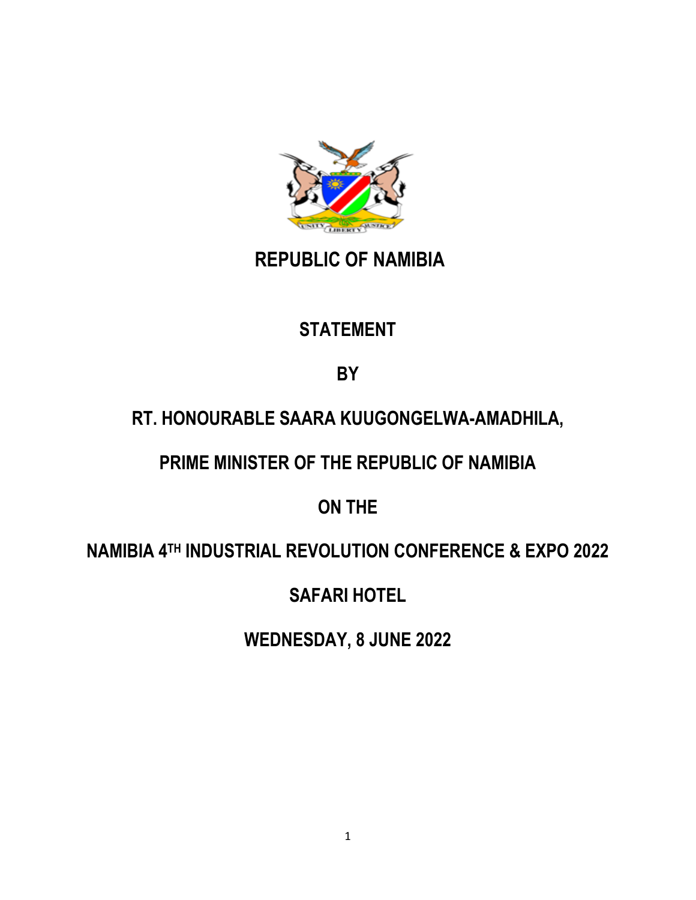# REPUBLIC OF NAMIBIA

## STATEMENT

## BY

## RT. HONOURABLE SAARA KUUGONGELWA-AMADHILA,

## PRIME MINISTER OF THE REPUBLIC OF NAMIBIA

## ON THE

## NAMIBIA 4TH INDUSTRIAL REVOLUTION CONFERENCE & EXPO 2022

## SAFARI HOTEL

## WEDNESDAY, 8 JUNE 2022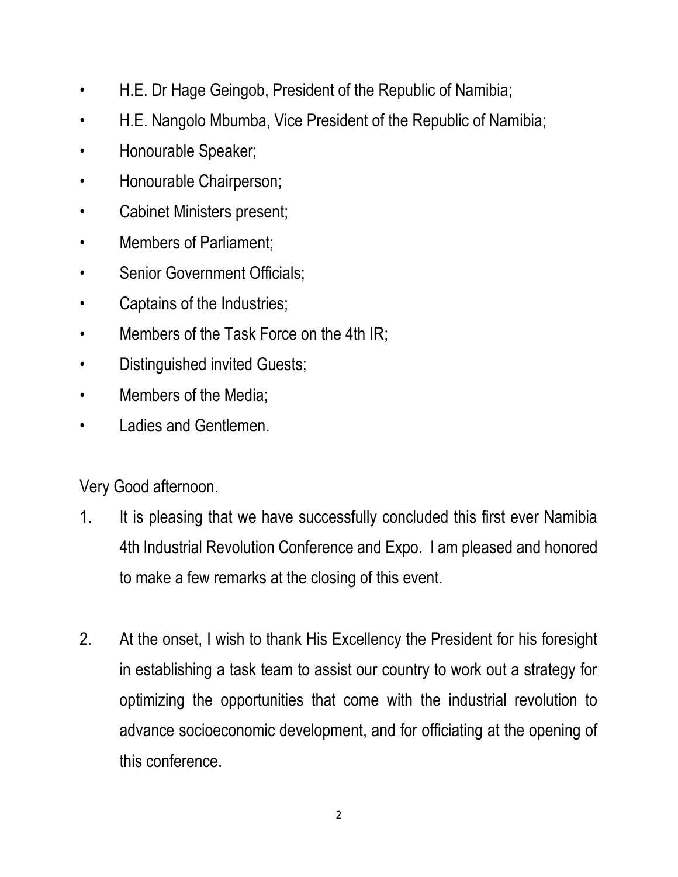- H.E. Dr Hage Geingob, President of the Republic of Namibia;
- H.E. Nangolo Mbumba, Vice President of the Republic of Namibia;
- Honourable Speaker;
- Honourable Chairperson;
- Cabinet Ministers present;
- Members of Parliament;
- Senior Government Officials;
- Captains of the Industries;
- Members of the Task Force on the 4th IR;
- Distinguished invited Guests;
- Members of the Media;
- Ladies and Gentlemen.

Very Good afternoon.

1. It is pleasing that we have successfully concluded this first ever Namibia 4th Industrial Revolution Conference and Expo. I am pleased and honored to make a few remarks at the closing of this event.

2. At the onset, I wish to thank His Excellency the President for his foresight in establishing a task team to assist our country to work out a strategy for optimizing the opportunities that come with the industrial revolution to advance socioeconomic development, and for officiating at the opening of this conference.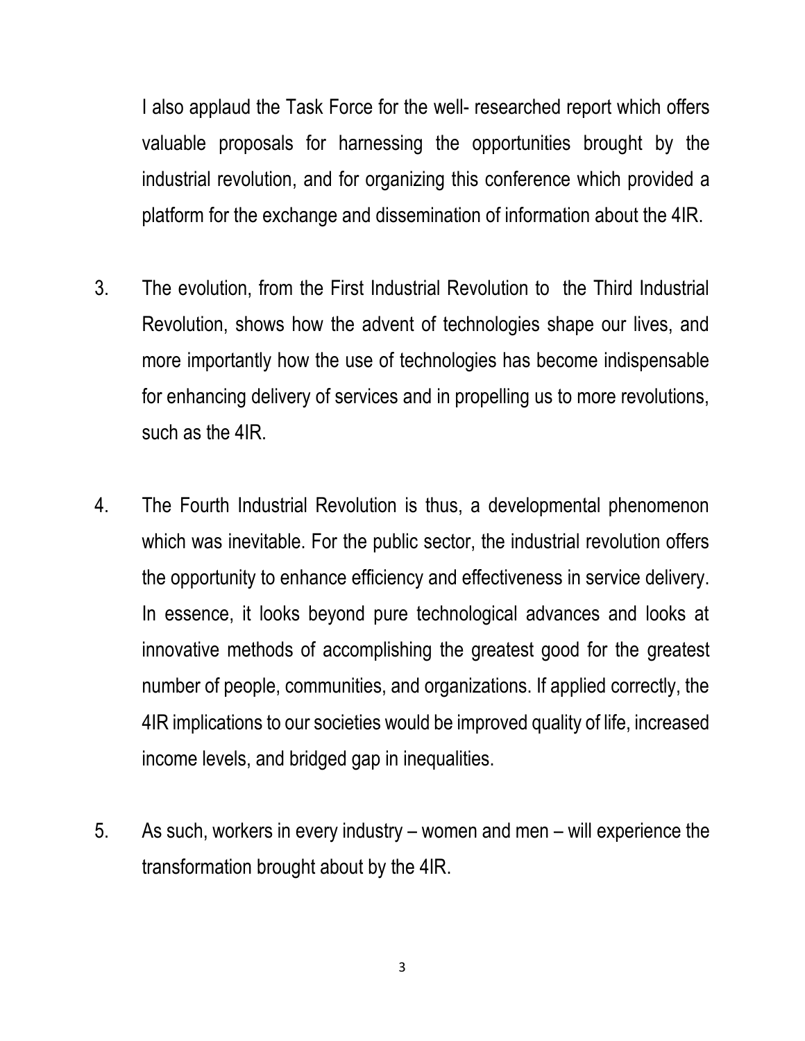I also applaud the Task Force for the well- researched report which offers valuable proposals for harnessing the opportunities brought by the industrial revolution, and for organizing this conference which provided a platform for the exchange and dissemination of information about the 4IR.

3. The evolution, from the First Industrial Revolution to the Third Industrial Revolution, shows how the advent of technologies shape our lives, and more importantly how the use of technologies has become indispensable for enhancing delivery of services and in propelling us to more revolutions, such as the 4IR.

4. The Fourth Industrial Revolution is thus, a developmental phenomenon which was inevitable. For the public sector, the industrial revolution offers the opportunity to enhance efficiency and effectiveness in service delivery. In essence, it looks beyond pure technological advances and looks at innovative methods of accomplishing the greatest good for the greatest number of people, communities, and organizations. If applied correctly, the 4IR implications to our societies would be improved quality of life, increased income levels, and bridged gap in inequalities.

5. As such, workers in every industry – women and men – will experience the transformation brought about by the 4IR.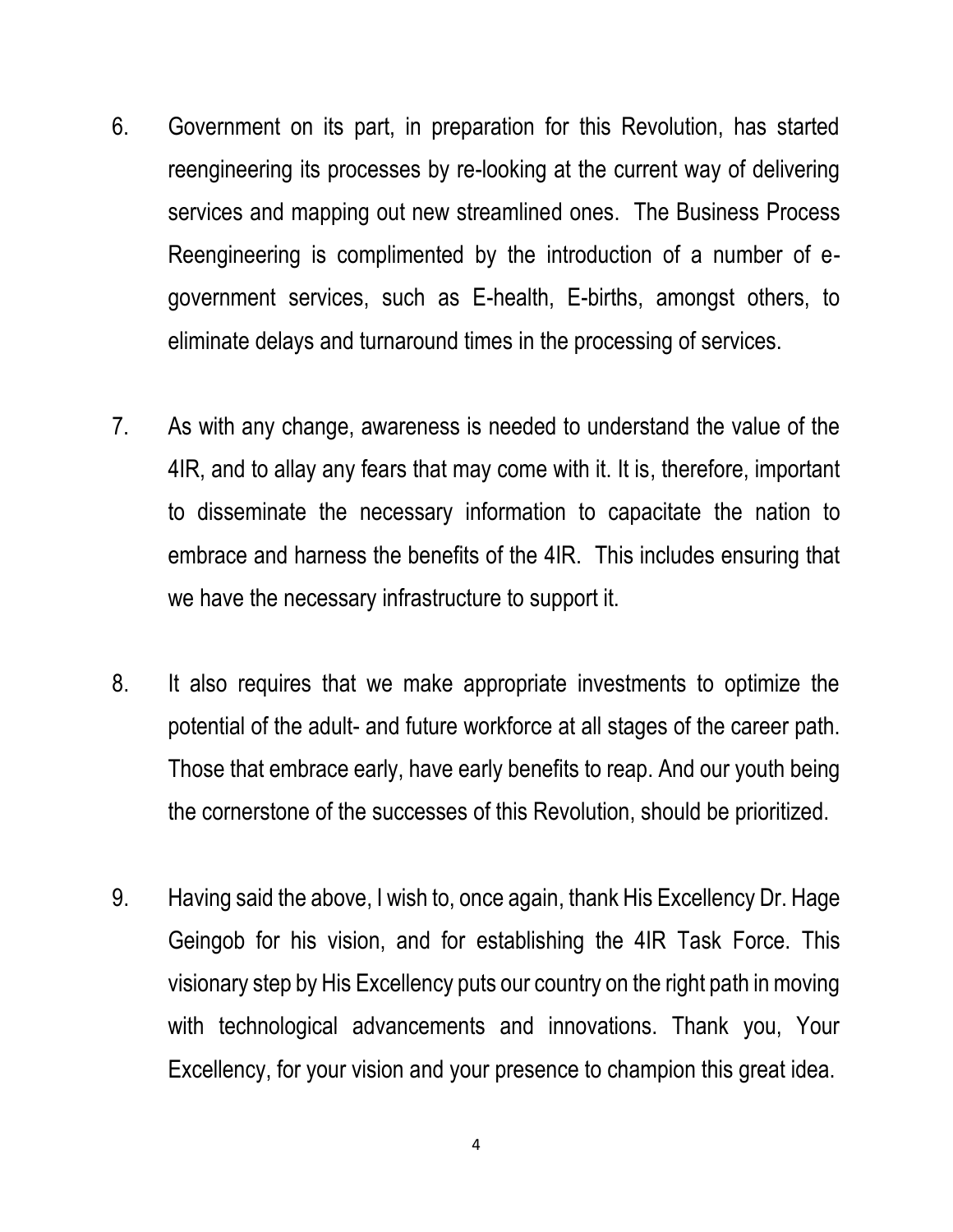6. Government on its part, in preparation for this Revolution, has started reengineering its processes by re-looking at the current way of delivering services and mapping out new streamlined ones. The Business Process Reengineering is complimented by the introduction of a number of e-government services, such as E-health, E-births, amongst others, to eliminate delays and turnaround times in the processing of services.

7. As with any change, awareness is needed to understand the value of the 4IR, and to allay any fears that may come with it. It is, therefore, important to disseminate the necessary information to capacitate the nation to embrace and harness the benefits of the 4IR. This includes ensuring that we have the necessary infrastructure to support it.

8. It also requires that we make appropriate investments to optimize the potential of the adult- and future workforce at all stages of the career path. Those that embrace early, have early benefits to reap. And our youth being the cornerstone of the successes of this Revolution, should be prioritized.

9. Having said the above, I wish to, once again, thank His Excellency Dr. Hage Geingob for his vision, and for establishing the 4IR Task Force. This visionary step by His Excellency puts our country on the right path in moving with technological advancements and innovations. Thank you, Your Excellency, for your vision and your presence to champion this great idea.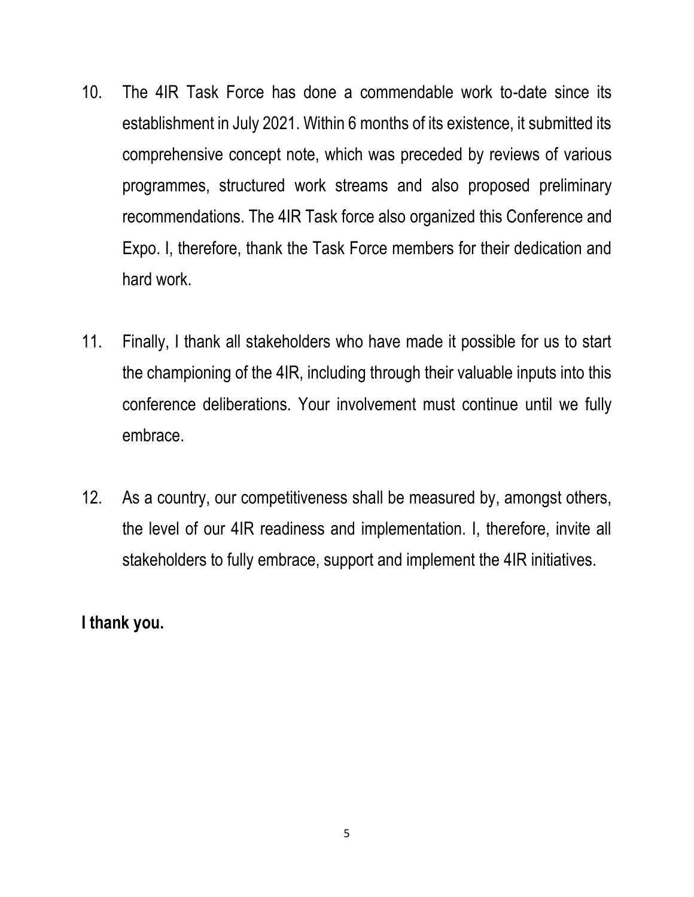10. The 4IR Task Force has done a commendable work to-date since its establishment in July 2021. Within 6 months of its existence, it submitted its comprehensive concept note, which was preceded by reviews of various programmes, structured work streams and also proposed preliminary recommendations. The 4IR Task force also organized this Conference and Expo. I, therefore, thank the Task Force members for their dedication and hard work.

11. Finally, I thank all stakeholders who have made it possible for us to start the championing of the 4IR, including through their valuable inputs into this conference deliberations. Your involvement must continue until we fully embrace.

12. As a country, our competitiveness shall be measured by, amongst others, the level of our 4IR readiness and implementation. I, therefore, invite all stakeholders to fully embrace, support and implement the 4IR initiatives.

**I thank you.**